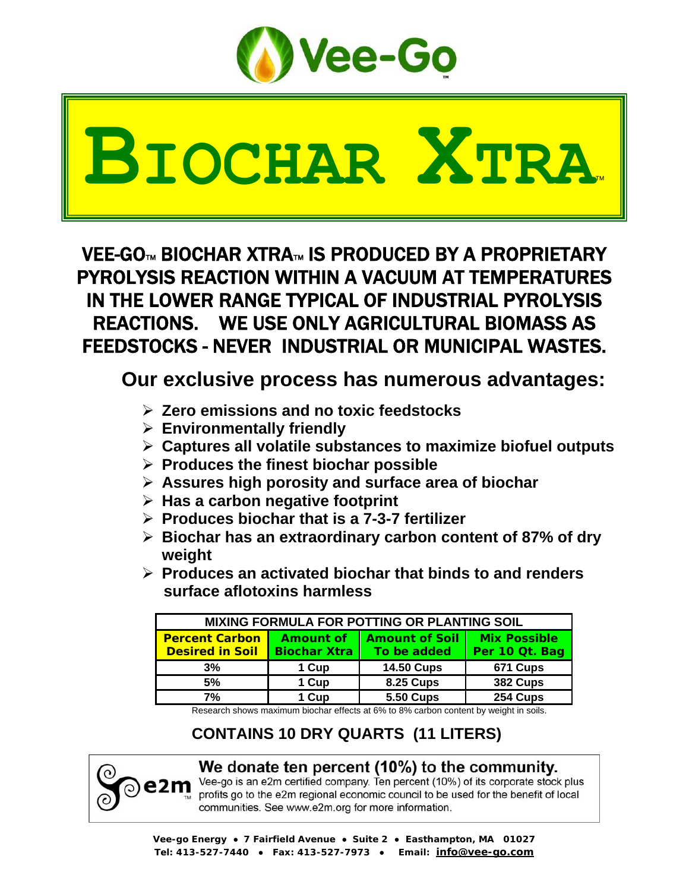Vee-Go™

# BIOCHAR XTRA™

## VEE-GO™ BIOCHAR XTRA™ IS PRODUCED BY A PROPRIETARY PYROLYSIS REACTION WITHIN A VACUUM AT TEMPERATURES IN THE LOWER RANGE TYPICAL OF INDUSTRIAL PYROLYSIS REACTIONS. WE USE ONLY AGRICULTURAL BIOMASS AS FEEDSTOCKS - NEVER INDUSTRIAL OR MUNICIPAL WASTES.

### Our exclusive process has numerous advantages:

- **Zero emissions and no toxic feedstocks**
- **Environmentally friendly**
- **Captures all volatile substances to maximize biofuel outputs**
- **Produces the finest biochar possible**
- **Assures high porosity and surface area of biochar**
- **Has a carbon negative footprint**
- **Produces biochar that is a 7-3-7 fertilizer**
- **Biochar has an extraordinary carbon content of 87% of dry weight**
- **Produces an activated biochar that binds to and renders surface aflotoxins harmless**

| MIXING FORMULA FOR POTTING OR PLANTING SOIL | | | |
|---|---|---|---|
| **Percent Carbon Desired in Soil** | **Amount of Biochar Xtra** | **Amount of Soil To be added** | **Mix Possible Per 10 Qt. Bag** |
| 3% | 1 Cup | 14.50 Cups | 671 Cups |
| 5% | 1 Cup | 8.25 Cups | 382 Cups |
| 7% | 1 Cup | 5.50 Cups | 254 Cups |

Research shows maximum biochar effects at 6% to 8% carbon content by weight in soils.

**CONTAINS 10 DRY QUARTS (11 LITERS)**

**We donate ten percent (10%) to the community.**

e2m™

Vee-go is an e2m certified company. Ten percent (10%) of its corporate stock plus profits go to the e2m regional economic council to be used for the benefit of local communities. See www.e2m.org for more information.

**Vee-go Energy • 7 Fairfield Avenue • Suite 2 • Easthampton, MA 01027**
**Tel: 413-527-7440 • Fax: 413-527-7973 • Email: info@vee-go.com**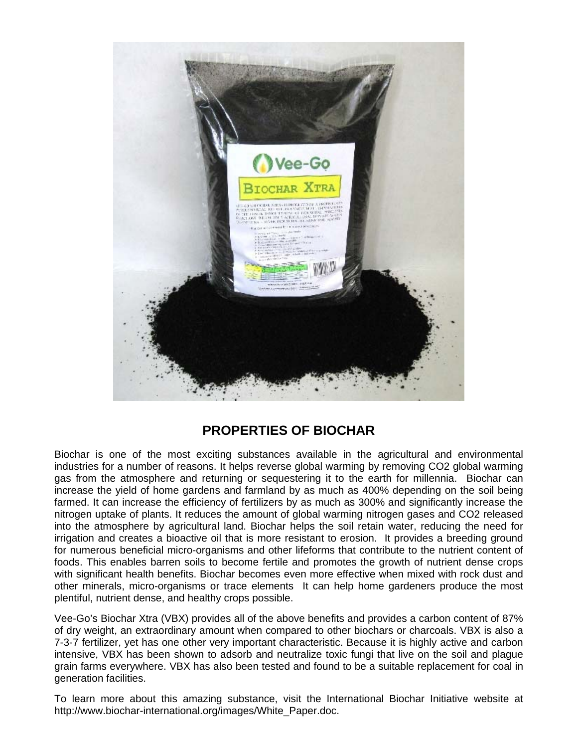## PROPERTIES OF BIOCHAR

Biochar is one of the most exciting substances available in the agricultural and environmental industries for a number of reasons. It helps reverse global warming by removing CO2 global warming gas from the atmosphere and returning or sequestering it to the earth for millennia. Biochar can increase the yield of home gardens and farmland by as much as 400% depending on the soil being farmed. It can increase the efficiency of fertilizers by as much as 300% and significantly increase the nitrogen uptake of plants. It reduces the amount of global warming nitrogen gases and CO2 released into the atmosphere by agricultural land. Biochar helps the soil retain water, reducing the need for irrigation and creates a bioactive oil that is more resistant to erosion. It provides a breeding ground for numerous beneficial micro-organisms and other lifeforms that contribute to the nutrient content of foods. This enables barren soils to become fertile and promotes the growth of nutrient dense crops with significant health benefits. Biochar becomes even more effective when mixed with rock dust and other minerals, micro-organisms or trace elements It can help home gardeners produce the most plentiful, nutrient dense, and healthy crops possible.

Vee-Go's Biochar Xtra (VBX) provides all of the above benefits and provides a carbon content of 87% of dry weight, an extraordinary amount when compared to other biochars or charcoals. VBX is also a 7-3-7 fertilizer, yet has one other very important characteristic. Because it is highly active and carbon intensive, VBX has been shown to adsorb and neutralize toxic fungi that live on the soil and plague grain farms everywhere. VBX has also been tested and found to be a suitable replacement for coal in generation facilities.

To learn more about this amazing substance, visit the International Biochar Initiative website at http://www.biochar-international.org/images/White_Paper.doc.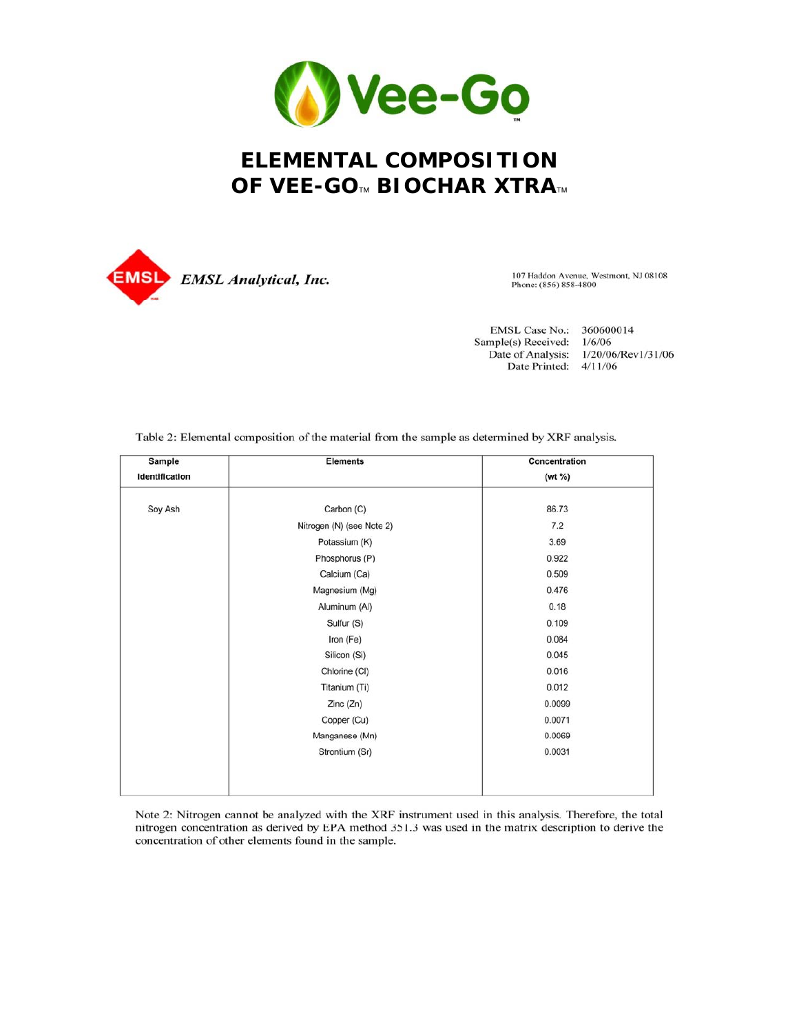Vee-Go™

# ELEMENTAL COMPOSITION OF VEE-GO™ BIOCHAR XTRA™

**EMSL** *EMSL Analytical, Inc.*

107 Haddon Avenue, Westmont, NJ 08108
Phone: (856) 858-4800

EMSL Case No.: 360600014
Sample(s) Received: 1/6/06
Date of Analysis: 1/20/06/Rev1/31/06
Date Printed: 4/11/06

Table 2: Elemental composition of the material from the sample as determined by XRF analysis.

| Sample Identification | Elements | Concentration (wt %) |
|---|---|---|
| Soy Ash | Carbon (C) | 86.73 |
| | Nitrogen (N) (see Note 2) | 7.2 |
| | Potassium (K) | 3.69 |
| | Phosphorus (P) | 0.922 |
| | Calcium (Ca) | 0.509 |
| | Magnesium (Mg) | 0.476 |
| | Aluminum (Al) | 0.18 |
| | Sulfur (S) | 0.109 |
| | Iron (Fe) | 0.084 |
| | Silicon (Si) | 0.045 |
| | Chlorine (Cl) | 0.016 |
| | Titanium (Ti) | 0.012 |
| | Zinc (Zn) | 0.0099 |
| | Copper (Cu) | 0.0071 |
| | Manganese (Mn) | 0.0069 |
| | Strontium (Sr) | 0.0031 |

Note 2: Nitrogen cannot be analyzed with the XRF instrument used in this analysis. Therefore, the total nitrogen concentration as derived by EPA method 351.3 was used in the matrix description to derive the concentration of other elements found in the sample.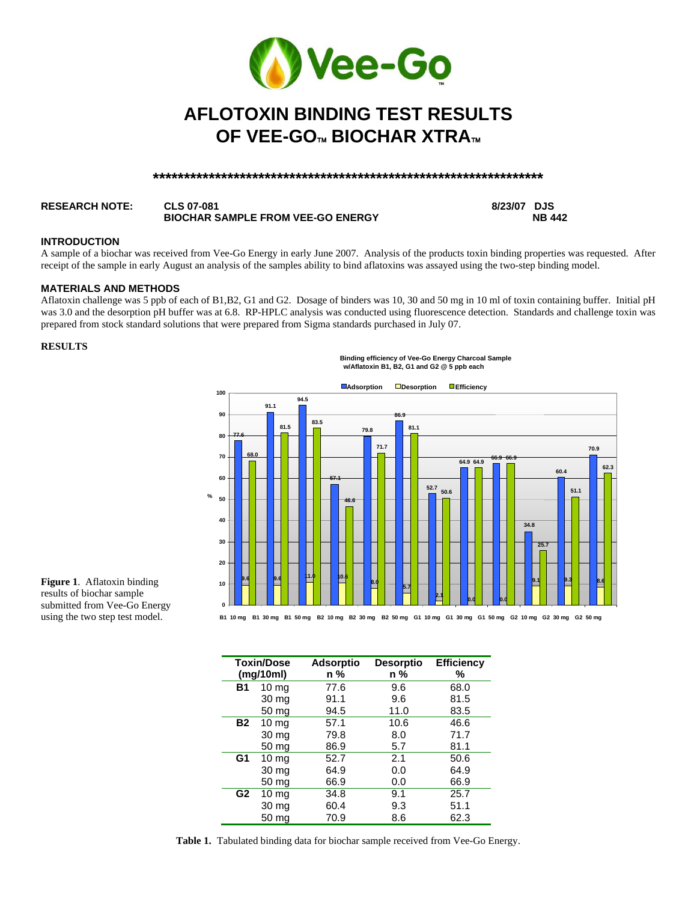# AFLOTOXIN BINDING TEST RESULTS OF VEE-GO™ BIOCHAR XTRA™

******************************************************************

**RESEARCH NOTE:** **CLS 07-081** **8/23/07 DJS**
**BIOCHAR SAMPLE FROM VEE-GO ENERGY** **NB 442**

### INTRODUCTION

A sample of a biochar was received from Vee-Go Energy in early June 2007. Analysis of the products toxin binding properties was requested. After receipt of the sample in early August an analysis of the samples ability to bind aflatoxins was assayed using the two-step binding model.

### MATERIALS AND METHODS

Aflatoxin challenge was 5 ppb of each of B1,B2, G1 and G2. Dosage of binders was 10, 30 and 50 mg in 10 ml of toxin containing buffer. Initial pH was 3.0 and the desorption pH buffer was at 6.8. RP-HPLC analysis was conducted using fluorescence detection. Standards and challenge toxin was prepared from stock standard solutions that were prepared from Sigma standards purchased in July 07.

### RESULTS

**Binding efficiency of Vee-Go Energy Charcoal Sample w/Aflatoxin B1, B2, G1 and G2 @ 5 ppb each**

**Figure 1**. Aflatoxin binding results of biochar sample submitted from Vee-Go Energy using the two step test model.

| Toxin/Dose (mg/10ml) | | Adsorption % | Desorption % | Efficiency % |
|---|---|---|---|---|
| **B1** | 10 mg | 77.6 | 9.6 | 68.0 |
| | 30 mg | 91.1 | 9.6 | 81.5 |
| | 50 mg | 94.5 | 11.0 | 83.5 |
| **B2** | 10 mg | 57.1 | 10.6 | 46.6 |
| | 30 mg | 79.8 | 8.0 | 71.7 |
| | 50 mg | 86.9 | 5.7 | 81.1 |
| **G1** | 10 mg | 52.7 | 2.1 | 50.6 |
| | 30 mg | 64.9 | 0.0 | 64.9 |
| | 50 mg | 66.9 | 0.0 | 66.9 |
| **G2** | 10 mg | 34.8 | 9.1 | 25.7 |
| | 30 mg | 60.4 | 9.3 | 51.1 |
| | 50 mg | 70.9 | 8.6 | 62.3 |

**Table 1.** Tabulated binding data for biochar sample received from Vee-Go Energy.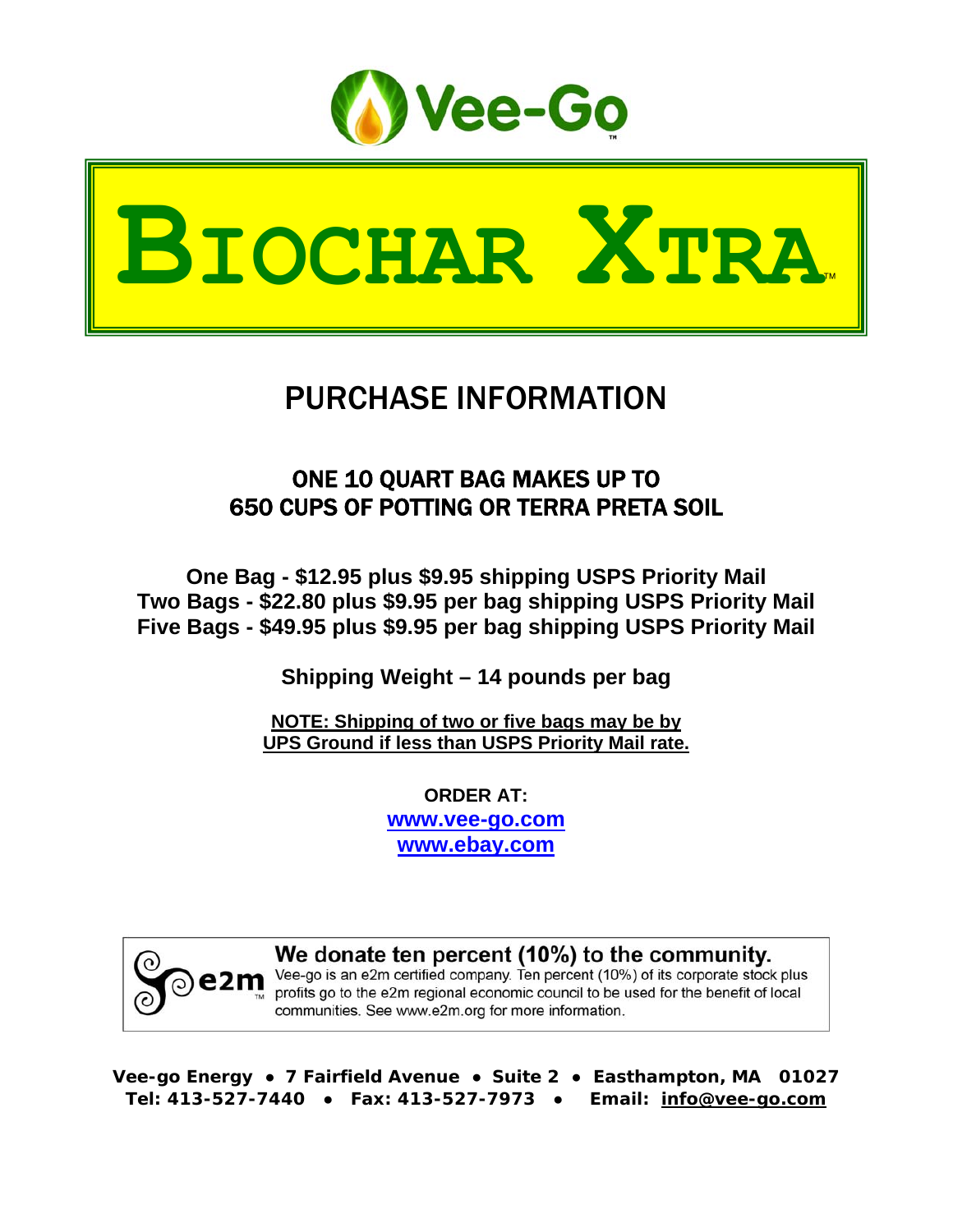Vee-Go™

# BIOCHAR XTRA™

## PURCHASE INFORMATION

### ONE 10 QUART BAG MAKES UP TO 650 CUPS OF POTTING OR TERRA PRETA SOIL

**One Bag - $12.95 plus $9.95 shipping USPS Priority Mail**
**Two Bags - $22.80 plus $9.95 per bag shipping USPS Priority Mail**
**Five Bags - $49.95 plus $9.95 per bag shipping USPS Priority Mail**

**Shipping Weight – 14 pounds per bag**

**NOTE: Shipping of two or five bags may be by UPS Ground if less than USPS Priority Mail rate.**

**ORDER AT:**
**www.vee-go.com**
**www.ebay.com**

e2m™

**We donate ten percent (10%) to the community.**
Vee-go is an e2m certified company. Ten percent (10%) of its corporate stock plus profits go to the e2m regional economic council to be used for the benefit of local communities. See www.e2m.org for more information.

**Vee-go Energy • 7 Fairfield Avenue • Suite 2 • Easthampton, MA 01027**
**Tel: 413-527-7440 • Fax: 413-527-7973 • Email: info@vee-go.com**